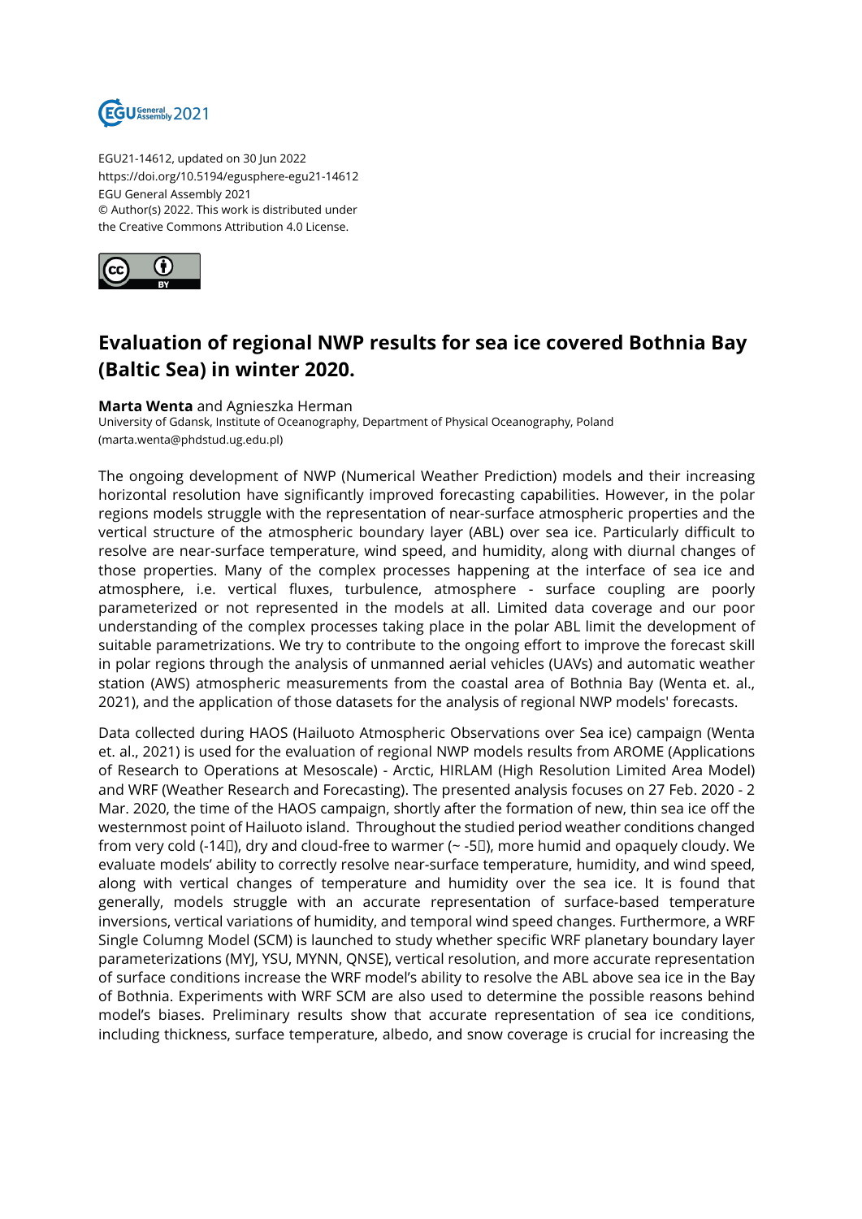EGU21-14612, updated on 30 Jun 2022
https://doi.org/10.5194/egusphere-egu21-14612
EGU General Assembly 2021
© Author(s) 2022. This work is distributed under
the Creative Commons Attribution 4.0 License.

# Evaluation of regional NWP results for sea ice covered Bothnia Bay (Baltic Sea) in winter 2020.

**Marta Wenta** and Agnieszka Herman
University of Gdansk, Institute of Oceanography, Department of Physical Oceanography, Poland
(marta.wenta@phdstud.ug.edu.pl)

The ongoing development of NWP (Numerical Weather Prediction) models and their increasing horizontal resolution have significantly improved forecasting capabilities. However, in the polar regions models struggle with the representation of near-surface atmospheric properties and the vertical structure of the atmospheric boundary layer (ABL) over sea ice. Particularly difficult to resolve are near-surface temperature, wind speed, and humidity, along with diurnal changes of those properties. Many of the complex processes happening at the interface of sea ice and atmosphere, i.e. vertical fluxes, turbulence, atmosphere - surface coupling are poorly parameterized or not represented in the models at all. Limited data coverage and our poor understanding of the complex processes taking place in the polar ABL limit the development of suitable parametrizations. We try to contribute to the ongoing effort to improve the forecast skill in polar regions through the analysis of unmanned aerial vehicles (UAVs) and automatic weather station (AWS) atmospheric measurements from the coastal area of Bothnia Bay (Wenta et. al., 2021), and the application of those datasets for the analysis of regional NWP models' forecasts.

Data collected during HAOS (Hailuoto Atmospheric Observations over Sea ice) campaign (Wenta et. al., 2021) is used for the evaluation of regional NWP models results from AROME (Applications of Research to Operations at Mesoscale) - Arctic, HIRLAM (High Resolution Limited Area Model) and WRF (Weather Research and Forecasting). The presented analysis focuses on 27 Feb. 2020 - 2 Mar. 2020, the time of the HAOS campaign, shortly after the formation of new, thin sea ice off the westernmost point of Hailuoto island. Throughout the studied period weather conditions changed from very cold (-14℃), dry and cloud-free to warmer (~ -5℃), more humid and opaquely cloudy. We evaluate models' ability to correctly resolve near-surface temperature, humidity, and wind speed, along with vertical changes of temperature and humidity over the sea ice. It is found that generally, models struggle with an accurate representation of surface-based temperature inversions, vertical variations of humidity, and temporal wind speed changes. Furthermore, a WRF Single Columng Model (SCM) is launched to study whether specific WRF planetary boundary layer parameterizations (MYJ, YSU, MYNN, QNSE), vertical resolution, and more accurate representation of surface conditions increase the WRF model's ability to resolve the ABL above sea ice in the Bay of Bothnia. Experiments with WRF SCM are also used to determine the possible reasons behind model's biases. Preliminary results show that accurate representation of sea ice conditions, including thickness, surface temperature, albedo, and snow coverage is crucial for increasing the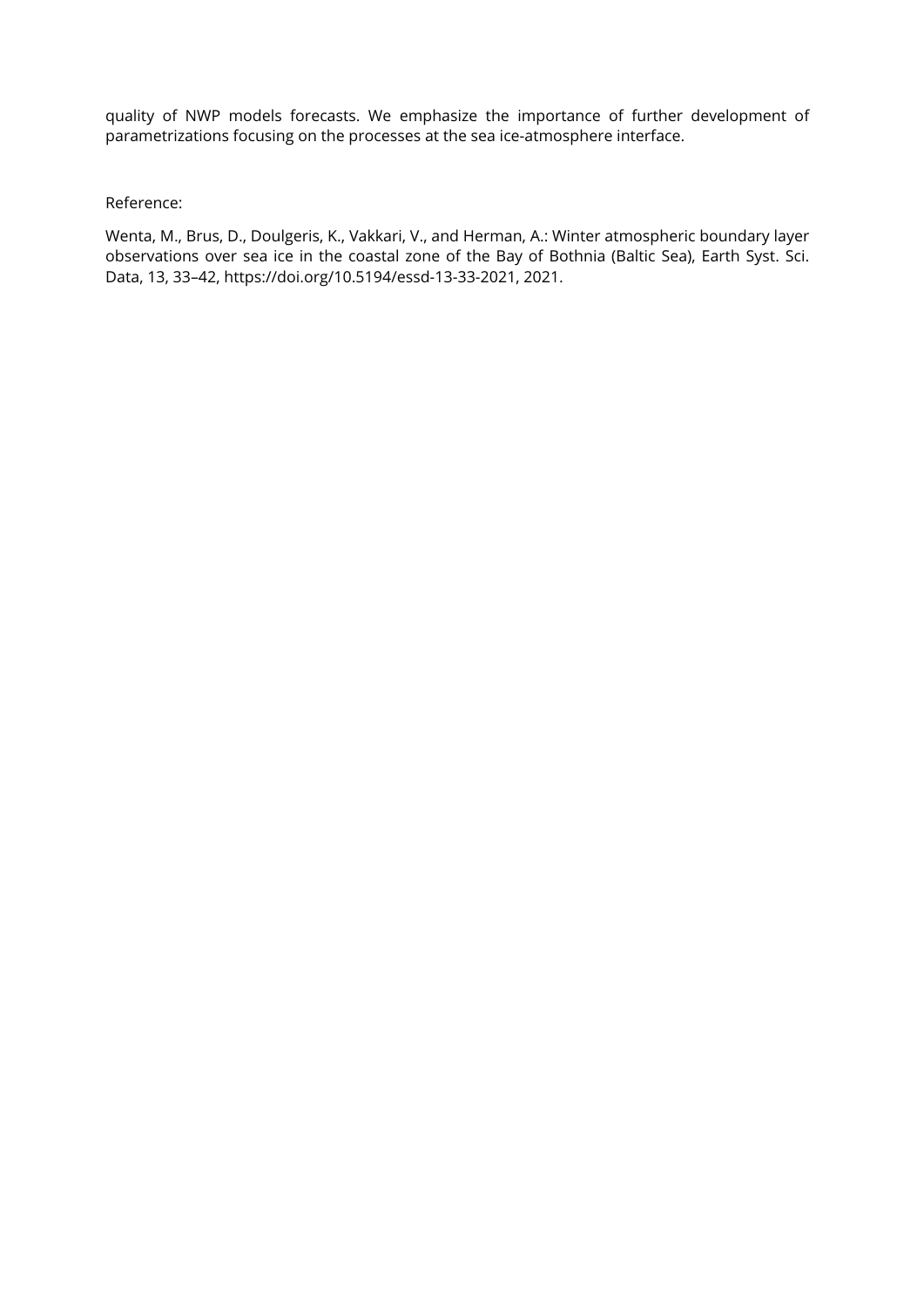quality of NWP models forecasts. We emphasize the importance of further development of parametrizations focusing on the processes at the sea ice-atmosphere interface.

Reference:

Wenta, M., Brus, D., Doulgeris, K., Vakkari, V., and Herman, A.: Winter atmospheric boundary layer observations over sea ice in the coastal zone of the Bay of Bothnia (Baltic Sea), Earth Syst. Sci. Data, 13, 33–42, https://doi.org/10.5194/essd-13-33-2021, 2021.